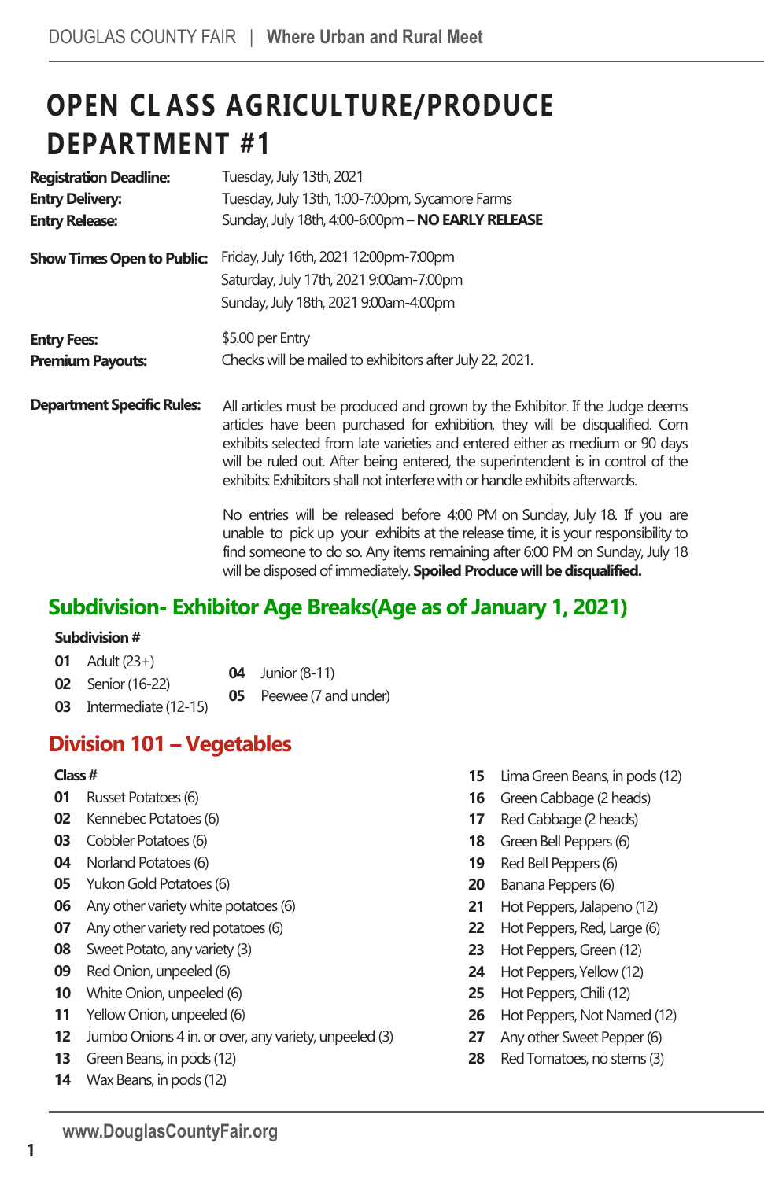# OPEN CLASS AGRICULTURE/PRODUCE DEPARTMENT #1

**Registration Deadline:** Tuesday, July 13th, 2021
**Entry Delivery:** Tuesday, July 13th, 1:00-7:00pm, Sycamore Farms
**Entry Release:** Sunday, July 18th, 4:00-6:00pm – **NO EARLY RELEASE**

**Show Times Open to Public:** Friday, July 16th, 2021 12:00pm-7:00pm
Saturday, July 17th, 2021 9:00am-7:00pm
Sunday, July 18th, 2021 9:00am-4:00pm

**Entry Fees:** $5.00 per Entry
**Premium Payouts:** Checks will be mailed to exhibitors after July 22, 2021.

**Department Specific Rules:** All articles must be produced and grown by the Exhibitor. If the Judge deems articles have been purchased for exhibition, they will be disqualified. Corn exhibits selected from late varieties and entered either as medium or 90 days will be ruled out. After being entered, the superintendent is in control of the exhibits: Exhibitors shall not interfere with or handle exhibits afterwards.

No entries will be released before 4:00 PM on Sunday, July 18. If you are unable to pick up your exhibits at the release time, it is your responsibility to find someone to do so. Any items remaining after 6:00 PM on Sunday, July 18 will be disposed of immediately. **Spoiled Produce will be disqualified.**

## Subdivision- Exhibitor Age Breaks(Age as of January 1, 2021)

**Subdivision #**

- **01** Adult (23+)
- **02** Senior (16-22)
- **03** Intermediate (12-15)
- **04** Junior (8-11)
- **05** Peewee (7 and under)

## Division 101 – Vegetables

**Class #**

- **01** Russet Potatoes (6)
- **02** Kennebec Potatoes (6)
- **03** Cobbler Potatoes (6)
- **04** Norland Potatoes (6)
- **05** Yukon Gold Potatoes (6)
- **06** Any other variety white potatoes (6)
- **07** Any other variety red potatoes (6)
- **08** Sweet Potato, any variety (3)
- **09** Red Onion, unpeeled (6)
- **10** White Onion, unpeeled (6)
- **11** Yellow Onion, unpeeled (6)
- **12** Jumbo Onions 4 in. or over, any variety, unpeeled (3)
- **13** Green Beans, in pods (12)
- **14** Wax Beans, in pods (12)
- **15** Lima Green Beans, in pods (12)
- **16** Green Cabbage (2 heads)
- **17** Red Cabbage (2 heads)
- **18** Green Bell Peppers (6)
- **19** Red Bell Peppers (6)
- **20** Banana Peppers (6)
- **21** Hot Peppers, Jalapeno (12)
- **22** Hot Peppers, Red, Large (6)
- **23** Hot Peppers, Green (12)
- **24** Hot Peppers, Yellow (12)
- **25** Hot Peppers, Chili (12)
- **26** Hot Peppers, Not Named (12)
- **27** Any other Sweet Pepper (6)
- **28** Red Tomatoes, no stems (3)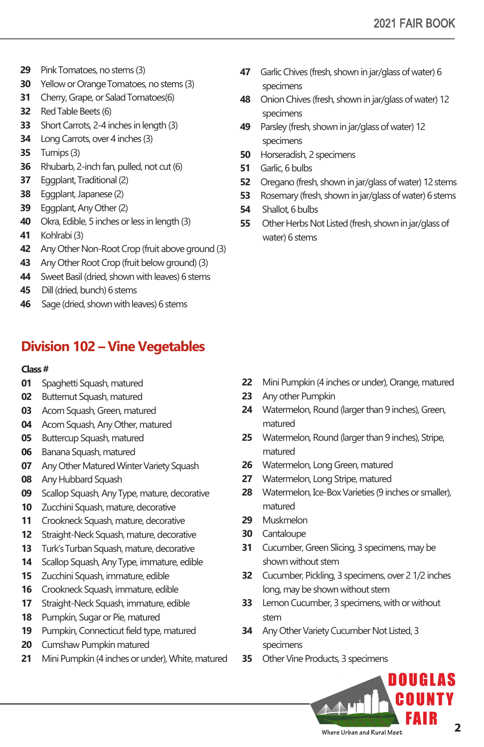29 Pink Tomatoes, no stems (3)
30 Yellow or Orange Tomatoes, no stems (3)
31 Cherry, Grape, or Salad Tomatoes(6)
32 Red Table Beets (6)
33 Short Carrots, 2-4 inches in length (3)
34 Long Carrots, over 4 inches (3)
35 Turnips (3)
36 Rhubarb, 2-inch fan, pulled, not cut (6)
37 Eggplant, Traditional (2)
38 Eggplant, Japanese (2)
39 Eggplant, Any Other (2)
40 Okra, Edible, 5 inches or less in length (3)
41 Kohlrabi (3)
42 Any Other Non-Root Crop (fruit above ground (3)
43 Any Other Root Crop (fruit below ground) (3)
44 Sweet Basil (dried, shown with leaves) 6 stems
45 Dill (dried, bunch) 6 stems
46 Sage (dried, shown with leaves) 6 stems
47 Garlic Chives (fresh, shown in jar/glass of water) 6 specimens
48 Onion Chives (fresh, shown in jar/glass of water) 12 specimens
49 Parsley (fresh, shown in jar/glass of water) 12 specimens
50 Horseradish, 2 specimens
51 Garlic, 6 bulbs
52 Oregano (fresh, shown in jar/glass of water) 12 stems
53 Rosemary (fresh, shown in jar/glass of water) 6 stems
54 Shallot, 6 bulbs
55 Other Herbs Not Listed (fresh, shown in jar/glass of water) 6 stems

## Division 102 – Vine Vegetables

**Class #**

01 Spaghetti Squash, matured
02 Butternut Squash, matured
03 Acorn Squash, Green, matured
04 Acorn Squash, Any Other, matured
05 Buttercup Squash, matured
06 Banana Squash, matured
07 Any Other Matured Winter Variety Squash
08 Any Hubbard Squash
09 Scallop Squash, Any Type, mature, decorative
10 Zucchini Squash, mature, decorative
11 Crookneck Squash, mature, decorative
12 Straight-Neck Squash, mature, decorative
13 Turk's Turban Squash, mature, decorative
14 Scallop Squash, Any Type, immature, edible
15 Zucchini Squash, immature, edible
16 Crookneck Squash, immature, edible
17 Straight-Neck Squash, immature, edible
18 Pumpkin, Sugar or Pie, matured
19 Pumpkin, Connecticut field type, matured
20 Cumshaw Pumpkin matured
21 Mini Pumpkin (4 inches or under), White, matured
22 Mini Pumpkin (4 inches or under), Orange, matured
23 Any other Pumpkin
24 Watermelon, Round (larger than 9 inches), Green, matured
25 Watermelon, Round (larger than 9 inches), Stripe, matured
26 Watermelon, Long Green, matured
27 Watermelon, Long Stripe, matured
28 Watermelon, Ice-Box Varieties (9 inches or smaller), matured
29 Muskmelon
30 Cantaloupe
31 Cucumber, Green Slicing, 3 specimens, may be shown without stem
32 Cucumber, Pickling, 3 specimens, over 2 1/2 inches long, may be shown without stem
33 Lemon Cucumber, 3 specimens, with or without stem
34 Any Other Variety Cucumber Not Listed, 3 specimens
35 Other Vine Products, 3 specimens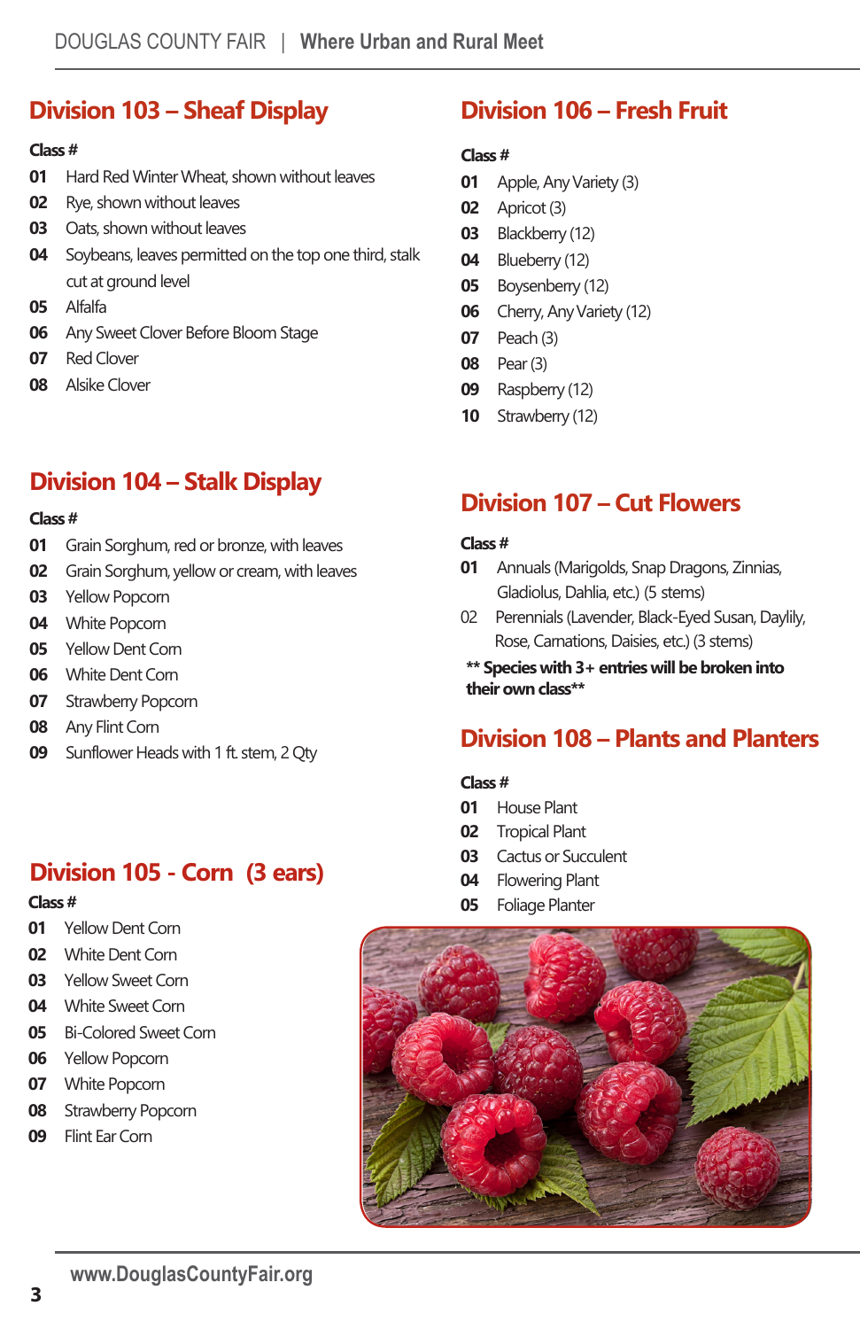## Division 103 – Sheaf Display

**Class #**

**01** Hard Red Winter Wheat, shown without leaves
**02** Rye, shown without leaves
**03** Oats, shown without leaves
**04** Soybeans, leaves permitted on the top one third, stalk cut at ground level
**05** Alfalfa
**06** Any Sweet Clover Before Bloom Stage
**07** Red Clover
**08** Alsike Clover

## Division 104 – Stalk Display

**Class #**

**01** Grain Sorghum, red or bronze, with leaves
**02** Grain Sorghum, yellow or cream, with leaves
**03** Yellow Popcorn
**04** White Popcorn
**05** Yellow Dent Corn
**06** White Dent Corn
**07** Strawberry Popcorn
**08** Any Flint Corn
**09** Sunflower Heads with 1 ft. stem, 2 Qty

## Division 105 - Corn (3 ears)

**Class #**

**01** Yellow Dent Corn
**02** White Dent Corn
**03** Yellow Sweet Corn
**04** White Sweet Corn
**05** Bi-Colored Sweet Corn
**06** Yellow Popcorn
**07** White Popcorn
**08** Strawberry Popcorn
**09** Flint Ear Corn

## Division 106 – Fresh Fruit

**Class #**

**01** Apple, Any Variety (3)
**02** Apricot (3)
**03** Blackberry (12)
**04** Blueberry (12)
**05** Boysenberry (12)
**06** Cherry, Any Variety (12)
**07** Peach (3)
**08** Pear (3)
**09** Raspberry (12)
**10** Strawberry (12)

## Division 107 – Cut Flowers

**Class #**

**01** Annuals (Marigolds, Snap Dragons, Zinnias, Gladiolus, Dahlia, etc.) (5 stems)
02 Perennials (Lavender, Black-Eyed Susan, Daylily, Rose, Carnations, Daisies, etc.) (3 stems)

**\*\* Species with 3+ entries will be broken into their own class\*\***

## Division 108 – Plants and Planters

**Class #**

**01** House Plant
**02** Tropical Plant
**03** Cactus or Succulent
**04** Flowering Plant
**05** Foliage Planter